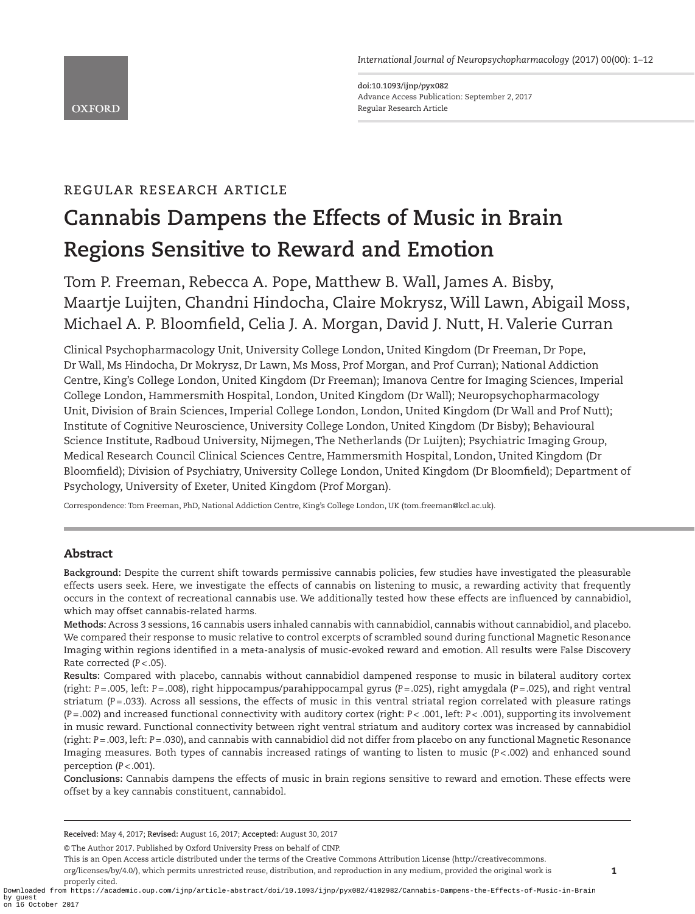REGULAR RESEARCH ARTICLE

# Cannabis Dampens the Effects of Music in Brain Regions Sensitive to Reward and Emotion

Tom P. Freeman, Rebecca A. Pope, Matthew B. Wall, James A. Bisby, Maartje Luijten, Chandni Hindocha, Claire Mokrysz, Will Lawn, Abigail Moss, Michael A. P. Bloomfield, Celia J. A. Morgan, David J. Nutt, H. Valerie Curran

Clinical Psychopharmacology Unit, University College London, United Kingdom (Dr Freeman, Dr Pope, Dr Wall, Ms Hindocha, Dr Mokrysz, Dr Lawn, Ms Moss, Prof Morgan, and Prof Curran); National Addiction Centre, King's College London, United Kingdom (Dr Freeman); Imanova Centre for Imaging Sciences, Imperial College London, Hammersmith Hospital, London, United Kingdom (Dr Wall); Neuropsychopharmacology Unit, Division of Brain Sciences, Imperial College London, London, United Kingdom (Dr Wall and Prof Nutt); Institute of Cognitive Neuroscience, University College London, United Kingdom (Dr Bisby); Behavioural Science Institute, Radboud University, Nijmegen, The Netherlands (Dr Luijten); Psychiatric Imaging Group, Medical Research Council Clinical Sciences Centre, Hammersmith Hospital, London, United Kingdom (Dr Bloomfield); Division of Psychiatry, University College London, United Kingdom (Dr Bloomfield); Department of Psychology, University of Exeter, United Kingdom (Prof Morgan).

Correspondence: Tom Freeman, PhD, National Addiction Centre, King's College London, UK (tom.freeman@kcl.ac.uk).

## Abstract

**Background:** Despite the current shift towards permissive cannabis policies, few studies have investigated the pleasurable effects users seek. Here, we investigate the effects of cannabis on listening to music, a rewarding activity that frequently occurs in the context of recreational cannabis use. We additionally tested how these effects are influenced by cannabidiol, which may offset cannabis-related harms.

**Methods:** Across 3 sessions, 16 cannabis users inhaled cannabis with cannabidiol, cannabis without cannabidiol, and placebo. We compared their response to music relative to control excerpts of scrambled sound during functional Magnetic Resonance Imaging within regions identified in a meta-analysis of music-evoked reward and emotion. All results were False Discovery Rate corrected ($P<.05$).

**Results:** Compared with placebo, cannabis without cannabidiol dampened response to music in bilateral auditory cortex (right: $P=.005$, left: $P=.008$), right hippocampus/parahippocampal gyrus ($P=.025$), right amygdala ($P=.025$), and right ventral striatum ($P=.033$). Across all sessions, the effects of music in this ventral striatal region correlated with pleasure ratings ($P=.002$) and increased functional connectivity with auditory cortex (right: $P<.001$, left: $P<.001$), supporting its involvement in music reward. Functional connectivity between right ventral striatum and auditory cortex was increased by cannabidiol (right: $P=.003$, left: $P=.030$), and cannabis with cannabidiol did not differ from placebo on any functional Magnetic Resonance Imaging measures. Both types of cannabis increased ratings of wanting to listen to music ($P<.002$) and enhanced sound perception ($P<.001$).

**Conclusions:** Cannabis dampens the effects of music in brain regions sensitive to reward and emotion. These effects were offset by a key cannabis constituent, cannabidol.

**Received:** May 4, 2017; **Revised:** August 16, 2017; **Accepted:** August 30, 2017

© The Author 2017. Published by Oxford University Press on behalf of CINP.
This is an Open Access article distributed under the terms of the Creative Commons Attribution License (http://creativecommons.org/licenses/by/4.0/), which permits unrestricted reuse, distribution, and reproduction in any medium, provided the original work is properly cited.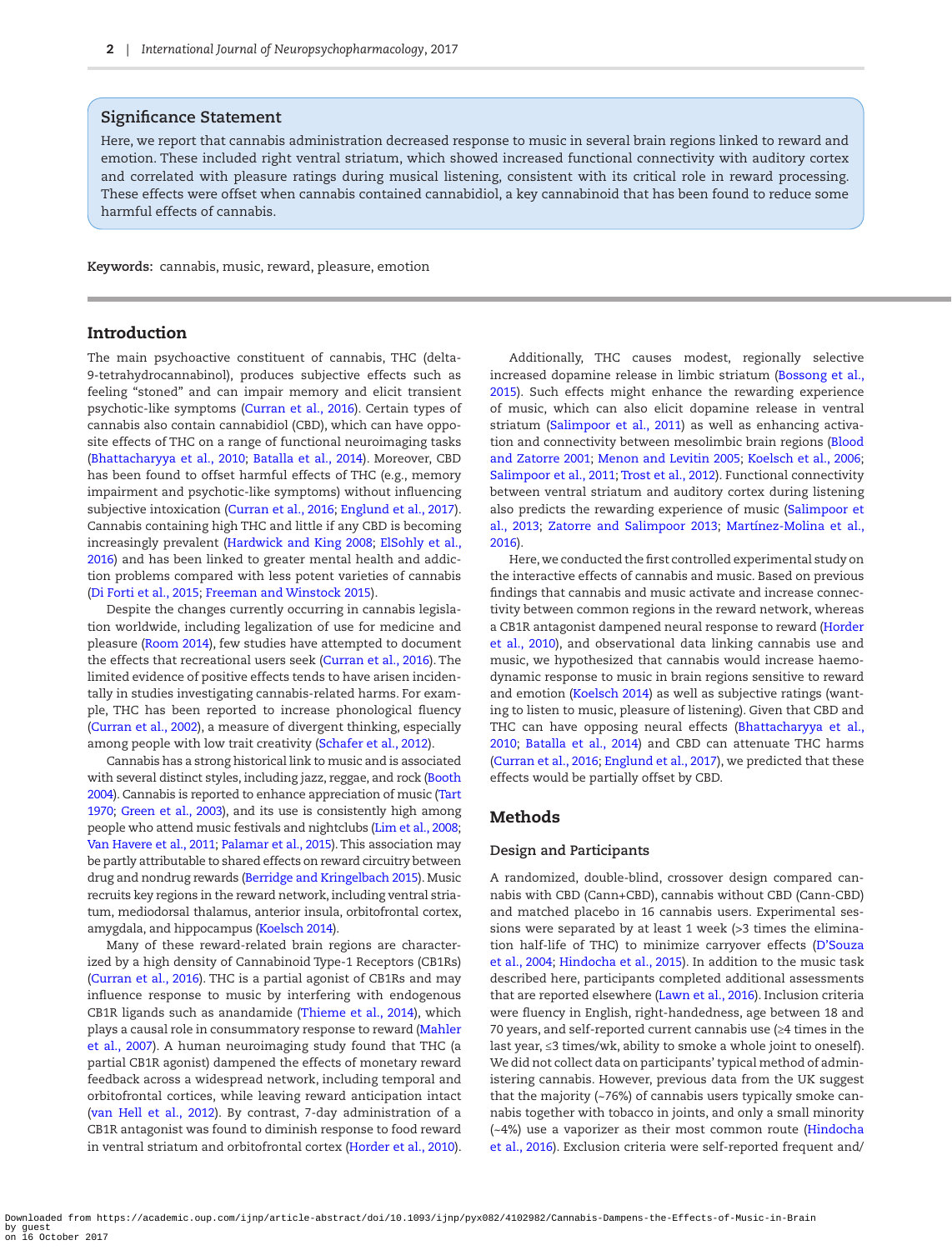## Significance Statement

Here, we report that cannabis administration decreased response to music in several brain regions linked to reward and emotion. These included right ventral striatum, which showed increased functional connectivity with auditory cortex and correlated with pleasure ratings during musical listening, consistent with its critical role in reward processing. These effects were offset when cannabis contained cannabidiol, a key cannabinoid that has been found to reduce some harmful effects of cannabis.

**Keywords:** cannabis, music, reward, pleasure, emotion

## Introduction

The main psychoactive constituent of cannabis, THC (delta-9-tetrahydrocannabinol), produces subjective effects such as feeling "stoned" and can impair memory and elicit transient psychotic-like symptoms (Curran et al., 2016). Certain types of cannabis also contain cannabidiol (CBD), which can have opposite effects of THC on a range of functional neuroimaging tasks (Bhattacharyya et al., 2010; Batalla et al., 2014). Moreover, CBD has been found to offset harmful effects of THC (e.g., memory impairment and psychotic-like symptoms) without influencing subjective intoxication (Curran et al., 2016; Englund et al., 2017). Cannabis containing high THC and little if any CBD is becoming increasingly prevalent (Hardwick and King 2008; ElSohly et al., 2016) and has been linked to greater mental health and addiction problems compared with less potent varieties of cannabis (Di Forti et al., 2015; Freeman and Winstock 2015).

Despite the changes currently occurring in cannabis legislation worldwide, including legalization of use for medicine and pleasure (Room 2014), few studies have attempted to document the effects that recreational users seek (Curran et al., 2016). The limited evidence of positive effects tends to have arisen incidentally in studies investigating cannabis-related harms. For example, THC has been reported to increase phonological fluency (Curran et al., 2002), a measure of divergent thinking, especially among people with low trait creativity (Schafer et al., 2012).

Cannabis has a strong historical link to music and is associated with several distinct styles, including jazz, reggae, and rock (Booth 2004). Cannabis is reported to enhance appreciation of music (Tart 1970; Green et al., 2003), and its use is consistently high among people who attend music festivals and nightclubs (Lim et al., 2008; Van Havere et al., 2011; Palamar et al., 2015). This association may be partly attributable to shared effects on reward circuitry between drug and nondrug rewards (Berridge and Kringelbach 2015). Music recruits key regions in the reward network, including ventral striatum, mediodorsal thalamus, anterior insula, orbitofrontal cortex, amygdala, and hippocampus (Koelsch 2014).

Many of these reward-related brain regions are characterized by a high density of Cannabinoid Type-1 Receptors (CB1Rs) (Curran et al., 2016). THC is a partial agonist of CB1Rs and may influence response to music by interfering with endogenous CB1R ligands such as anandamide (Thieme et al., 2014), which plays a causal role in consummatory response to reward (Mahler et al., 2007). A human neuroimaging study found that THC (a partial CB1R agonist) dampened the effects of monetary reward feedback across a widespread network, including temporal and orbitofrontal cortices, while leaving reward anticipation intact (van Hell et al., 2012). By contrast, 7-day administration of a CB1R antagonist was found to diminish response to food reward in ventral striatum and orbitofrontal cortex (Horder et al., 2010).

Additionally, THC causes modest, regionally selective increased dopamine release in limbic striatum (Bossong et al., 2015). Such effects might enhance the rewarding experience of music, which can also elicit dopamine release in ventral striatum (Salimpoor et al., 2011) as well as enhancing activation and connectivity between mesolimbic brain regions (Blood and Zatorre 2001; Menon and Levitin 2005; Koelsch et al., 2006; Salimpoor et al., 2011; Trost et al., 2012). Functional connectivity between ventral striatum and auditory cortex during listening also predicts the rewarding experience of music (Salimpoor et al., 2013; Zatorre and Salimpoor 2013; Martínez-Molina et al., 2016).

Here, we conducted the first controlled experimental study on the interactive effects of cannabis and music. Based on previous findings that cannabis and music activate and increase connectivity between common regions in the reward network, whereas a CB1R antagonist dampened neural response to reward (Horder et al., 2010), and observational data linking cannabis use and music, we hypothesized that cannabis would increase haemodynamic response to music in brain regions sensitive to reward and emotion (Koelsch 2014) as well as subjective ratings (wanting to listen to music, pleasure of listening). Given that CBD and THC can have opposing neural effects (Bhattacharyya et al., 2010; Batalla et al., 2014) and CBD can attenuate THC harms (Curran et al., 2016; Englund et al., 2017), we predicted that these effects would be partially offset by CBD.

## Methods

### Design and Participants

A randomized, double-blind, crossover design compared cannabis with CBD (Cann+CBD), cannabis without CBD (Cann-CBD) and matched placebo in 16 cannabis users. Experimental sessions were separated by at least 1 week (>3 times the elimination half-life of THC) to minimize carryover effects (D'Souza et al., 2004; Hindocha et al., 2015). In addition to the music task described here, participants completed additional assessments that are reported elsewhere (Lawn et al., 2016). Inclusion criteria were fluency in English, right-handedness, age between 18 and 70 years, and self-reported current cannabis use (≥4 times in the last year, ≤3 times/wk, ability to smoke a whole joint to oneself). We did not collect data on participants' typical method of administering cannabis. However, previous data from the UK suggest that the majority (~76%) of cannabis users typically smoke cannabis together with tobacco in joints, and only a small minority (~4%) use a vaporizer as their most common route (Hindocha et al., 2016). Exclusion criteria were self-reported frequent and/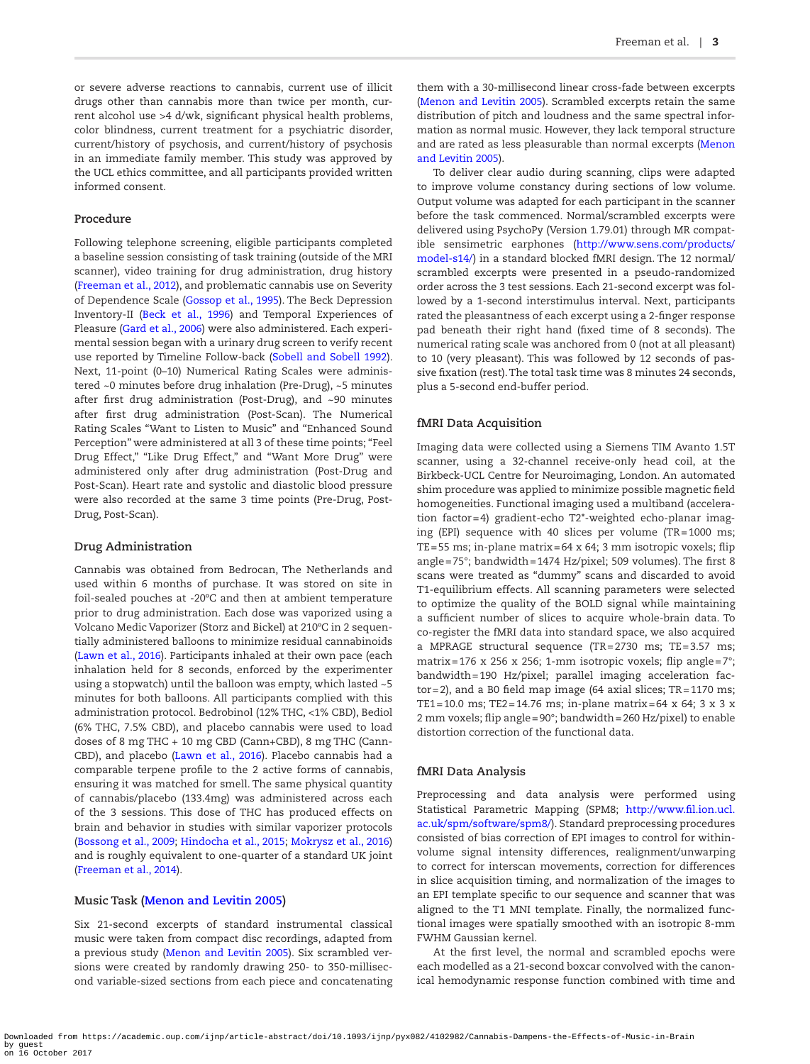or severe adverse reactions to cannabis, current use of illicit drugs other than cannabis more than twice per month, current alcohol use >4 d/wk, significant physical health problems, color blindness, current treatment for a psychiatric disorder, current/history of psychosis, and current/history of psychosis in an immediate family member. This study was approved by the UCL ethics committee, and all participants provided written informed consent.

### Procedure

Following telephone screening, eligible participants completed a baseline session consisting of task training (outside of the MRI scanner), video training for drug administration, drug history (Freeman et al., 2012), and problematic cannabis use on Severity of Dependence Scale (Gossop et al., 1995). The Beck Depression Inventory-II (Beck et al., 1996) and Temporal Experiences of Pleasure (Gard et al., 2006) were also administered. Each experimental session began with a urinary drug screen to verify recent use reported by Timeline Follow-back (Sobell and Sobell 1992). Next, 11-point (0–10) Numerical Rating Scales were administered ~0 minutes before drug inhalation (Pre-Drug), ~5 minutes after first drug administration (Post-Drug), and ~90 minutes after first drug administration (Post-Scan). The Numerical Rating Scales "Want to Listen to Music" and "Enhanced Sound Perception" were administered at all 3 of these time points; "Feel Drug Effect," "Like Drug Effect," and "Want More Drug" were administered only after drug administration (Post-Drug and Post-Scan). Heart rate and systolic and diastolic blood pressure were also recorded at the same 3 time points (Pre-Drug, Post-Drug, Post-Scan).

### Drug Administration

Cannabis was obtained from Bedrocan, The Netherlands and used within 6 months of purchase. It was stored on site in foil-sealed pouches at -20ºC and then at ambient temperature prior to drug administration. Each dose was vaporized using a Volcano Medic Vaporizer (Storz and Bickel) at 210ºC in 2 sequentially administered balloons to minimize residual cannabinoids (Lawn et al., 2016). Participants inhaled at their own pace (each inhalation held for 8 seconds, enforced by the experimenter using a stopwatch) until the balloon was empty, which lasted ~5 minutes for both balloons. All participants complied with this administration protocol. Bedrobinol (12% THC, <1% CBD), Bediol (6% THC, 7.5% CBD), and placebo cannabis were used to load doses of 8 mg THC + 10 mg CBD (Cann+CBD), 8 mg THC (Cann-CBD), and placebo (Lawn et al., 2016). Placebo cannabis had a comparable terpene profile to the 2 active forms of cannabis, ensuring it was matched for smell. The same physical quantity of cannabis/placebo (133.4mg) was administered across each of the 3 sessions. This dose of THC has produced effects on brain and behavior in studies with similar vaporizer protocols (Bossong et al., 2009; Hindocha et al., 2015; Mokrysz et al., 2016) and is roughly equivalent to one-quarter of a standard UK joint (Freeman et al., 2014).

### Music Task (Menon and Levitin 2005)

Six 21-second excerpts of standard instrumental classical music were taken from compact disc recordings, adapted from a previous study (Menon and Levitin 2005). Six scrambled versions were created by randomly drawing 250- to 350-millisecond variable-sized sections from each piece and concatenating them with a 30-millisecond linear cross-fade between excerpts (Menon and Levitin 2005). Scrambled excerpts retain the same distribution of pitch and loudness and the same spectral information as normal music. However, they lack temporal structure and are rated as less pleasurable than normal excerpts (Menon and Levitin 2005).

To deliver clear audio during scanning, clips were adapted to improve volume constancy during sections of low volume. Output volume was adapted for each participant in the scanner before the task commenced. Normal/scrambled excerpts were delivered using PsychoPy (Version 1.79.01) through MR compatible sensimetric earphones (http://www.sens.com/products/model-s14/) in a standard blocked fMRI design. The 12 normal/scrambled excerpts were presented in a pseudo-randomized order across the 3 test sessions. Each 21-second excerpt was followed by a 1-second interstimulus interval. Next, participants rated the pleasantness of each excerpt using a 2-finger response pad beneath their right hand (fixed time of 8 seconds). The numerical rating scale was anchored from 0 (not at all pleasant) to 10 (very pleasant). This was followed by 12 seconds of passive fixation (rest). The total task time was 8 minutes 24 seconds, plus a 5-second end-buffer period.

### fMRI Data Acquisition

Imaging data were collected using a Siemens TIM Avanto 1.5T scanner, using a 32-channel receive-only head coil, at the Birkbeck-UCL Centre for Neuroimaging, London. An automated shim procedure was applied to minimize possible magnetic field homogeneities. Functional imaging used a multiband (acceleration factor=4) gradient-echo T2*-weighted echo-planar imaging (EPI) sequence with 40 slices per volume (TR=1000 ms; TE=55 ms; in-plane matrix=64 x 64; 3 mm isotropic voxels; flip angle=75°; bandwidth=1474 Hz/pixel; 509 volumes). The first 8 scans were treated as "dummy" scans and discarded to avoid T1-equilibrium effects. All scanning parameters were selected to optimize the quality of the BOLD signal while maintaining a sufficient number of slices to acquire whole-brain data. To co-register the fMRI data into standard space, we also acquired a MPRAGE structural sequence (TR=2730 ms; TE=3.57 ms; matrix=176 x 256 x 256; 1-mm isotropic voxels; flip angle=7°; bandwidth=190 Hz/pixel; parallel imaging acceleration factor=2), and a B0 field map image (64 axial slices; TR=1170 ms; TE1=10.0 ms; TE2=14.76 ms; in-plane matrix=64 x 64; 3 x 3 x 2 mm voxels; flip angle=90°; bandwidth=260 Hz/pixel) to enable distortion correction of the functional data.

### fMRI Data Analysis

Preprocessing and data analysis were performed using Statistical Parametric Mapping (SPM8; http://www.fil.ion.ucl.ac.uk/spm/software/spm8/). Standard preprocessing procedures consisted of bias correction of EPI images to control for within-volume signal intensity differences, realignment/unwarping to correct for interscan movements, correction for differences in slice acquisition timing, and normalization of the images to an EPI template specific to our sequence and scanner that was aligned to the T1 MNI template. Finally, the normalized functional images were spatially smoothed with an isotropic 8-mm FWHM Gaussian kernel.

At the first level, the normal and scrambled epochs were each modelled as a 21-second boxcar convolved with the canonical hemodynamic response function combined with time and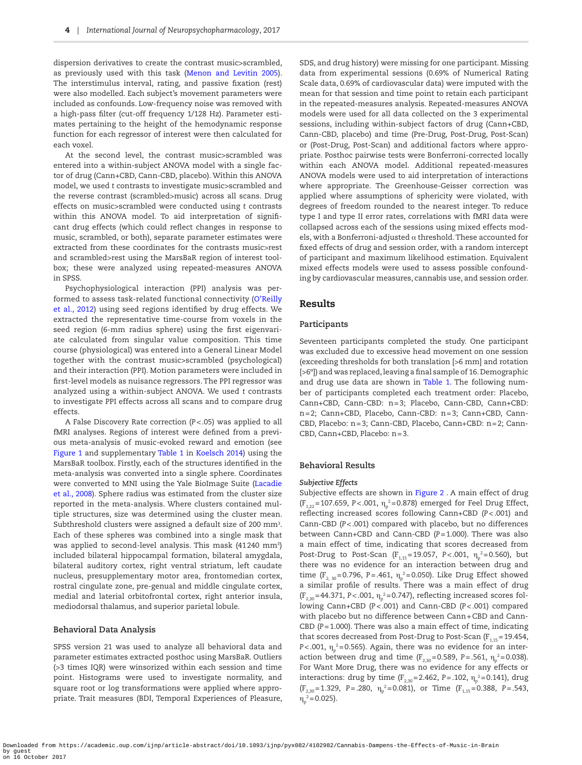dispersion derivatives to create the contrast music>scrambled, as previously used with this task (Menon and Levitin 2005). The interstimulus interval, rating, and passive fixation (rest) were also modelled. Each subject's movement parameters were included as confounds. Low-frequency noise was removed with a high-pass filter (cut-off frequency 1/128 Hz). Parameter estimates pertaining to the height of the hemodynamic response function for each regressor of interest were then calculated for each voxel.

At the second level, the contrast music>scrambled was entered into a within-subject ANOVA model with a single factor of drug (Cann+CBD, Cann-CBD, placebo). Within this ANOVA model, we used *t* contrasts to investigate music>scrambled and the reverse contrast (scrambled>music) across all scans. Drug effects on music>scrambled were conducted using *t* contrasts within this ANOVA model. To aid interpretation of significant drug effects (which could reflect changes in response to music, scrambled, or both), separate parameter estimates were extracted from these coordinates for the contrasts music>rest and scrambled>rest using the MarsBaR region of interest toolbox; these were analyzed using repeated-measures ANOVA in SPSS.

Psychophysiological interaction (PPI) analysis was performed to assess task-related functional connectivity (O'Reilly et al., 2012) using seed regions identified by drug effects. We extracted the representative time-course from voxels in the seed region (6-mm radius sphere) using the first eigenvariate calculated from singular value composition. This time course (physiological) was entered into a General Linear Model together with the contrast music>scrambled (psychological) and their interaction (PPI). Motion parameters were included in first-level models as nuisance regressors. The PPI regressor was analyzed using a within-subject ANOVA. We used *t* contrasts to investigate PPI effects across all scans and to compare drug effects.

A False Discovery Rate correction ($P<.05$) was applied to all fMRI analyses. Regions of interest were defined from a previous meta-analysis of music-evoked reward and emotion (see Figure 1 and supplementary Table 1 in Koelsch 2014) using the MarsBaR toolbox. Firstly, each of the structures identified in the meta-analysis was converted into a single sphere. Coordinates were converted to MNI using the Yale BioImage Suite (Lacadie et al., 2008). Sphere radius was estimated from the cluster size reported in the meta-analysis. Where clusters contained multiple structures, size was determined using the cluster mean. Subthreshold clusters were assigned a default size of 200 $mm^3$. Each of these spheres was combined into a single mask that was applied to second-level analysis. This mask (41 240 $mm^3$) included bilateral hippocampal formation, bilateral amygdala, bilateral auditory cortex, right ventral striatum, left caudate nucleus, presupplementary motor area, frontomedian cortex, rostral cingulate zone, pre-genual and middle cingulate cortex, medial and lateral orbitofrontal cortex, right anterior insula, mediodorsal thalamus, and superior parietal lobule.

## Behavioral Data Analysis

SPSS version 21 was used to analyze all behavioral data and parameter estimates extracted posthoc using MarsBaR. Outliers (>3 times IQR) were winsorized within each session and time point. Histograms were used to investigate normality, and square root or log transformations were applied where appropriate. Trait measures (BDI, Temporal Experiences of Pleasure, SDS, and drug history) were missing for one participant. Missing data from experimental sessions (0.69% of Numerical Rating Scale data, 0.69% of cardiovascular data) were imputed with the mean for that session and time point to retain each participant in the repeated-measures analysis. Repeated-measures ANOVA models were used for all data collected on the 3 experimental sessions, including within-subject factors of drug (Cann+CBD, Cann-CBD, placebo) and time (Pre-Drug, Post-Drug, Post-Scan) or (Post-Drug, Post-Scan) and additional factors where appropriate. Posthoc pairwise tests were Bonferroni-corrected locally within each ANOVA model. Additional repeated-measures ANOVA models were used to aid interpretation of interactions where appropriate. The Greenhouse-Geisser correction was applied where assumptions of sphericity were violated, with degrees of freedom rounded to the nearest integer. To reduce type I and type II error rates, correlations with fMRI data were collapsed across each of the sessions using mixed effects models, with a Bonferroni-adjusted $\alpha$ threshold. These accounted for fixed effects of drug and session order, with a random intercept of participant and maximum likelihood estimation. Equivalent mixed effects models were used to assess possible confounding by cardiovascular measures, cannabis use, and session order.

# Results

## Participants

Seventeen participants completed the study. One participant was excluded due to excessive head movement on one session (exceeding thresholds for both translation [>6 mm] and rotation [>6°]) and was replaced, leaving a final sample of 16. Demographic and drug use data are shown in Table 1. The following number of participants completed each treatment order: Placebo, Cann+CBD, Cann-CBD: n=3; Placebo, Cann-CBD, Cann+CBD: n=2; Cann+CBD, Placebo, Cann-CBD: n=3; Cann+CBD, Cann-CBD, Placebo: n=3; Cann-CBD, Placebo, Cann+CBD: n=2; Cann-CBD, Cann+CBD, Placebo: n=3.

## Behavioral Results

### Subjective Effects

Subjective effects are shown in Figure 2 . A main effect of drug ($F_{1,22}=107.659$, $P<.001$, $\eta_p^2=0.878$) emerged for Feel Drug Effect, reflecting increased scores following Cann+CBD ($P<.001$) and Cann-CBD ($P<.001$) compared with placebo, but no differences between Cann+CBD and Cann-CBD ($P=1.000$). There was also a main effect of time, indicating that scores decreased from Post-Drug to Post-Scan ($F_{1,15}=19.057$, $P<.001$, $\eta_p^2=0.560$), but there was no evidence for an interaction between drug and time ($F_{2,30}=0.796$, $P=.461$, $\eta_p^2=0.050$). Like Drug Effect showed a similar profile of results. There was a main effect of drug ($F_{2,30}=44.371$, $P<.001$, $\eta_p^2=0.747$), reflecting increased scores following Cann+CBD ($P<.001$) and Cann-CBD ($P<.001$) compared with placebo but no difference between Cann+CBD and Cann-CBD ($P=1.000$). There was also a main effect of time, indicating that scores decreased from Post-Drug to Post-Scan ($F_{1,15}=19.454$, $P<.001$, $\eta_p^2=0.565$). Again, there was no evidence for an interaction between drug and time ($F_{2,30}=0.589$, $P=.561$, $\eta_p^2=0.038$). For Want More Drug, there was no evidence for any effects or interactions: drug by time ($F_{2,30}=2.462$, $P=.102$, $\eta_p^2=0.141$), drug ($F_{2,30}=1.329$, $P=.280$, $\eta_p^2=0.081$), or Time ($F_{1,15}=0.388$, $P=.543$, $\eta_p^2=0.025$).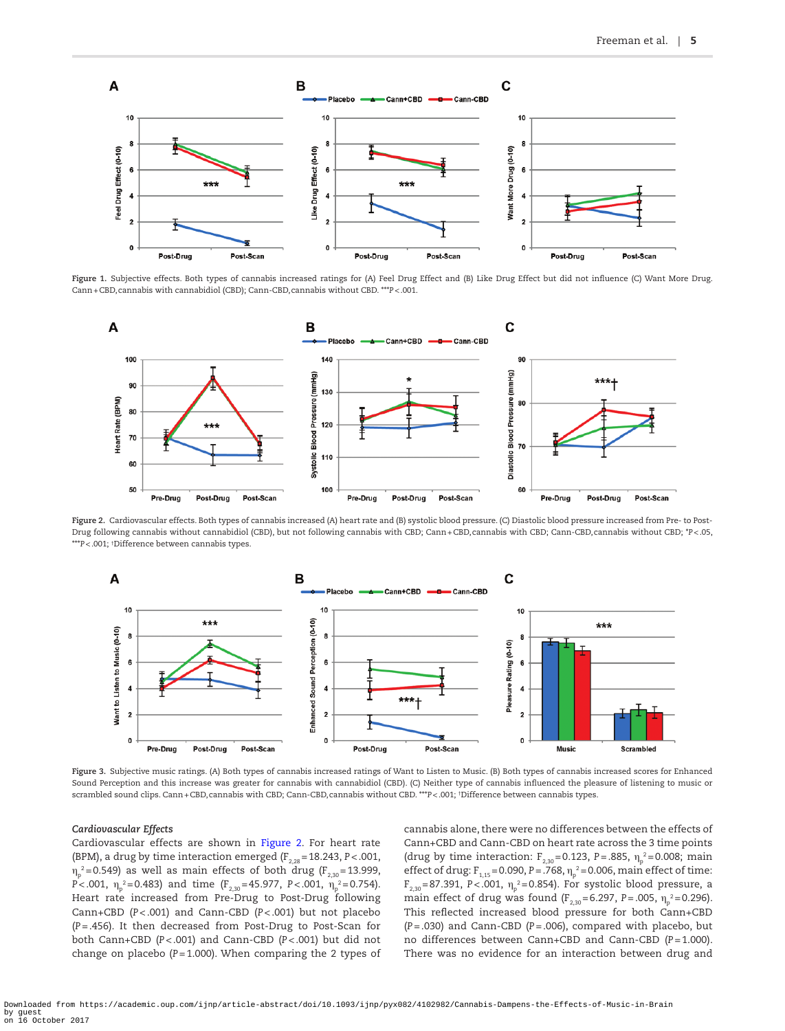Figure 1. Subjective effects. Both types of cannabis increased ratings for (A) Feel Drug Effect and (B) Like Drug Effect but did not influence (C) Want More Drug. Cann + CBD, cannabis with cannabidiol (CBD); Cann-CBD, cannabis without CBD. ***P < .001.

Figure 2. Cardiovascular effects. Both types of cannabis increased (A) heart rate and (B) systolic blood pressure. (C) Diastolic blood pressure increased from Pre- to Post-Drug following cannabis without cannabidiol (CBD), but not following cannabis with CBD; Cann + CBD, cannabis with CBD; Cann-CBD, cannabis without CBD; *P < .05, ***P < .001; †Difference between cannabis types.

Figure 3. Subjective music ratings. (A) Both types of cannabis increased ratings of Want to Listen to Music. (B) Both types of cannabis increased scores for Enhanced Sound Perception and this increase was greater for cannabis with cannabidiol (CBD). (C) Neither type of cannabis influenced the pleasure of listening to music or scrambled sound clips. Cann + CBD, cannabis with CBD; Cann-CBD, cannabis without CBD. ***P < .001; †Difference between cannabis types.

### *Cardiovascular Effects*

Cardiovascular effects are shown in Figure 2. For heart rate (BPM), a drug by time interaction emerged ($F_{2,28}$ = 18.243, P < .001, $\eta_p^2$ = 0.549) as well as main effects of both drug ($F_{2,30}$ = 13.999, P < .001, $\eta_p^2$ = 0.483) and time ($F_{2,30}$ = 45.977, P < .001, $\eta_p^2$ = 0.754). Heart rate increased from Pre-Drug to Post-Drug following Cann+CBD (P < .001) and Cann-CBD (P < .001) but not placebo (P = .456). It then decreased from Post-Drug to Post-Scan for both Cann+CBD (P < .001) and Cann-CBD (P < .001) but did not change on placebo (P = 1.000). When comparing the 2 types of cannabis alone, there were no differences between the effects of Cann+CBD and Cann-CBD on heart rate across the 3 time points (drug by time interaction: $F_{2,30}$ = 0.123, P = .885, $\eta_p^2$ = 0.008; main effect of drug: $F_{1,15}$ = 0.090, P = .768, $\eta_p^2$ = 0.006, main effect of time: $F_{2,30}$ = 87.391, P < .001, $\eta_p^2$ = 0.854). For systolic blood pressure, a main effect of drug was found ($F_{2,30}$ = 6.297, P = .005, $\eta_p^2$ = 0.296). This reflected increased blood pressure for both Cann+CBD (P = .030) and Cann-CBD (P = .006), compared with placebo, but no differences between Cann+CBD and Cann-CBD (P = 1.000). There was no evidence for an interaction between drug and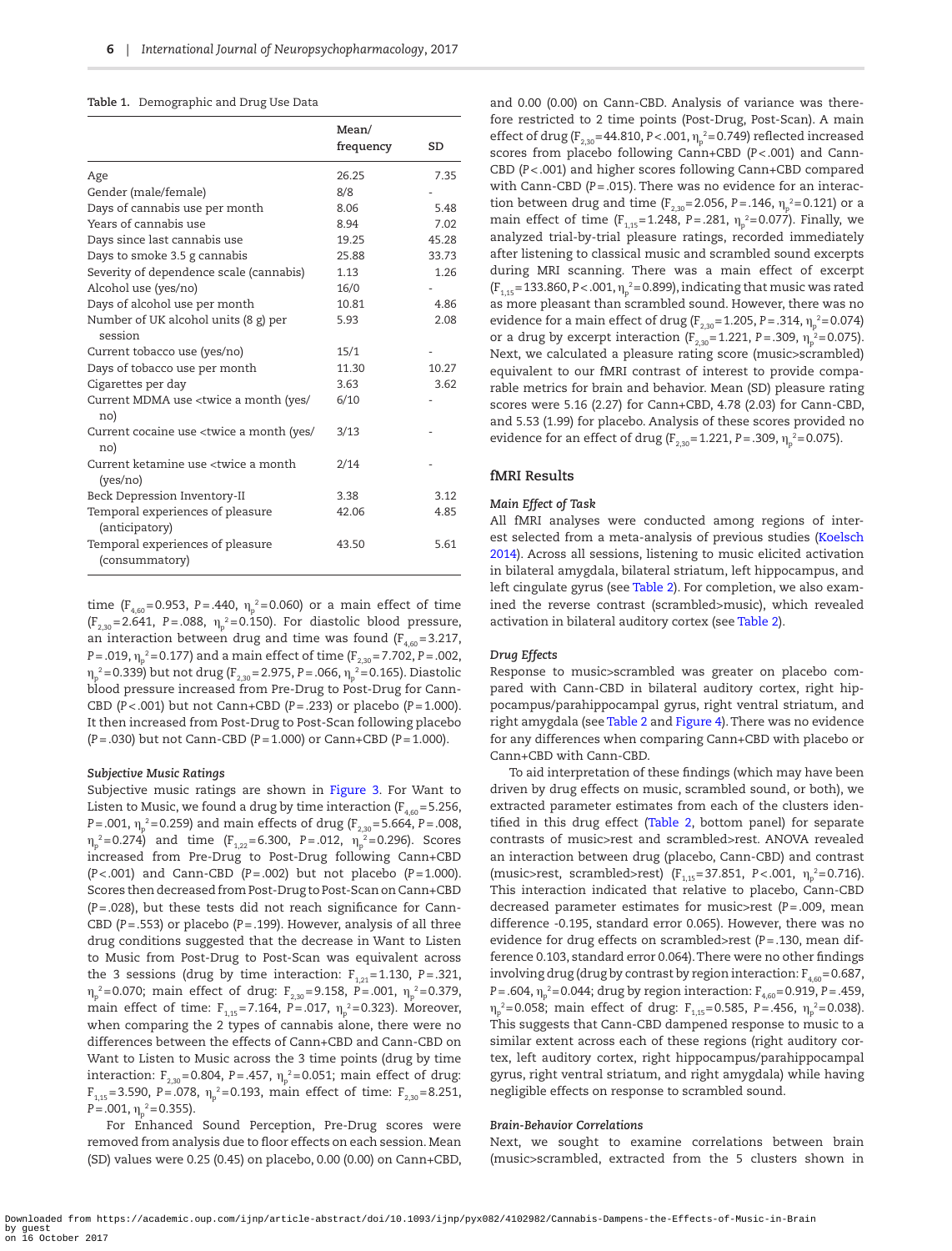Table 1. Demographic and Drug Use Data

| | Mean/ frequency | SD |
|---|---|---|
| Age | 26.25 | 7.35 |
| Gender (male/female) | 8/8 | - |
| Days of cannabis use per month | 8.06 | 5.48 |
| Years of cannabis use | 8.94 | 7.02 |
| Days since last cannabis use | 19.25 | 45.28 |
| Days to smoke 3.5 g cannabis | 25.88 | 33.73 |
| Severity of dependence scale (cannabis) | 1.13 | 1.26 |
| Alcohol use (yes/no) | 16/0 | - |
| Days of alcohol use per month | 10.81 | 4.86 |
| Number of UK alcohol units (8 g) per session | 5.93 | 2.08 |
| Current tobacco use (yes/no) | 15/1 | - |
| Days of tobacco use per month | 11.30 | 10.27 |
| Cigarettes per day | 3.63 | 3.62 |
| Current MDMA use <twice a month (yes/no) | 6/10 | - |
| Current cocaine use <twice a month (yes/no) | 3/13 | - |
| Current ketamine use <twice a month (yes/no) | 2/14 | - |
| Beck Depression Inventory-II | 3.38 | 3.12 |
| Temporal experiences of pleasure (anticipatory) | 42.06 | 4.85 |
| Temporal experiences of pleasure (consummatory) | 43.50 | 5.61 |

time ($F_{4,60}$=0.953, P=.440, $\eta_p^2$=0.060) or a main effect of time ($F_{2,30}$=2.641, P=.088, $\eta_p^2$=0.150). For diastolic blood pressure, an interaction between drug and time was found ($F_{4,60}$=3.217, P=.019, $\eta_p^2$=0.177) and a main effect of time ($F_{2,30}$=7.702, P=.002, $\eta_p^2$=0.339) but not drug ($F_{2,30}$=2.975, P=.066, $\eta_p^2$=0.165). Diastolic blood pressure increased from Pre-Drug to Post-Drug for Cann-CBD (P<.001) but not Cann+CBD (P=.233) or placebo (P=1.000). It then increased from Post-Drug to Post-Scan following placebo (P=.030) but not Cann-CBD (P=1.000) or Cann+CBD (P=1.000).

### Subjective Music Ratings

Subjective music ratings are shown in Figure 3. For Want to Listen to Music, we found a drug by time interaction ($F_{4,60}$=5.256, P=.001, $\eta_p^2$=0.259) and main effects of drug ($F_{2,30}$=5.664, P=.008, $\eta_p^2$=0.274) and time ($F_{1,22}$=6.300, P=.012, $\eta_p^2$=0.296). Scores increased from Pre-Drug to Post-Drug following Cann+CBD (P<.001) and Cann-CBD (P=.002) but not placebo (P=1.000). Scores then decreased from Post-Drug to Post-Scan on Cann+CBD (P=.028), but these tests did not reach significance for Cann-CBD (P=.553) or placebo (P=.199). However, analysis of all three drug conditions suggested that the decrease in Want to Listen to Music from Post-Drug to Post-Scan was equivalent across the 3 sessions (drug by time interaction: $F_{1,21}$=1.130, P=.321, $\eta_p^2$=0.070; main effect of drug: $F_{2,30}$=9.158, P=.001, $\eta_p^2$=0.379, main effect of time: $F_{1,15}$=7.164, P=.017, $\eta_p^2$=0.323). Moreover, when comparing the 2 types of cannabis alone, there were no differences between the effects of Cann+CBD and Cann-CBD on Want to Listen to Music across the 3 time points (drug by time interaction: $F_{2,30}$=0.804, P=.457, $\eta_p^2$=0.051; main effect of drug: $F_{1,15}$=3.590, P=.078, $\eta_p^2$=0.193, main effect of time: $F_{2,30}$=8.251, P=.001, $\eta_p^2$=0.355).

For Enhanced Sound Perception, Pre-Drug scores were removed from analysis due to floor effects on each session. Mean (SD) values were 0.25 (0.45) on placebo, 0.00 (0.00) on Cann+CBD, and 0.00 (0.00) on Cann-CBD. Analysis of variance was therefore restricted to 2 time points (Post-Drug, Post-Scan). A main effect of drug ($F_{2,30}$=44.810, P<.001, $\eta_p^2$=0.749) reflected increased scores from placebo following Cann+CBD (P<.001) and Cann-CBD (P<.001) and higher scores following Cann+CBD compared with Cann-CBD (P=.015). There was no evidence for an interaction between drug and time ($F_{2,30}$=2.056, P=.146, $\eta_p^2$=0.121) or a main effect of time ($F_{1,15}$=1.248, P=.281, $\eta_p^2$=0.077). Finally, we analyzed trial-by-trial pleasure ratings, recorded immediately after listening to classical music and scrambled sound excerpts during MRI scanning. There was a main effect of excerpt ($F_{1,15}$=133.860, P<.001, $\eta_p^2$=0.899), indicating that music was rated as more pleasant than scrambled sound. However, there was no evidence for a main effect of drug ($F_{2,30}$=1.205, P=.314, $\eta_p^2$=0.074) or a drug by excerpt interaction ($F_{2,30}$=1.221, P=.309, $\eta_p^2$=0.075). Next, we calculated a pleasure rating score (music>scrambled) equivalent to our fMRI contrast of interest to provide comparable metrics for brain and behavior. Mean (SD) pleasure rating scores were 5.16 (2.27) for Cann+CBD, 4.78 (2.03) for Cann-CBD, and 5.53 (1.99) for placebo. Analysis of these scores provided no evidence for an effect of drug ($F_{2,30}$=1.221, P=.309, $\eta_p^2$=0.075).

## fMRI Results

### Main Effect of Task

All fMRI analyses were conducted among regions of interest selected from a meta-analysis of previous studies (Koelsch 2014). Across all sessions, listening to music elicited activation in bilateral amygdala, bilateral striatum, left hippocampus, and left cingulate gyrus (see Table 2). For completion, we also examined the reverse contrast (scrambled>music), which revealed activation in bilateral auditory cortex (see Table 2).

### Drug Effects

Response to music>scrambled was greater on placebo compared with Cann-CBD in bilateral auditory cortex, right hippocampus/parahippocampal gyrus, right ventral striatum, and right amygdala (see Table 2 and Figure 4). There was no evidence for any differences when comparing Cann+CBD with placebo or Cann+CBD with Cann-CBD.

To aid interpretation of these findings (which may have been driven by drug effects on music, scrambled sound, or both), we extracted parameter estimates from each of the clusters identified in this drug effect (Table 2, bottom panel) for separate contrasts of music>rest and scrambled>rest. ANOVA revealed an interaction between drug (placebo, Cann-CBD) and contrast (music>rest, scrambled>rest) ($F_{1,15}$=37.851, P<.001, $\eta_p^2$=0.716). This interaction indicated that relative to placebo, Cann-CBD decreased parameter estimates for music>rest (P=.009, mean difference -0.195, standard error 0.065). However, there was no evidence for drug effects on scrambled>rest (P=.130, mean difference 0.103, standard error 0.064). There were no other findings involving drug (drug by contrast by region interaction: $F_{4,60}$=0.687, P=.604, $\eta_p^2$=0.044; drug by region interaction: $F_{4,60}$=0.919, P=.459, $\eta_p^2$=0.058; main effect of drug: $F_{1,15}$=0.585, P=.456, $\eta_p^2$=0.038). This suggests that Cann-CBD dampened response to music to a similar extent across each of these regions (right auditory cortex, left auditory cortex, right hippocampus/parahippocampal gyrus, right ventral striatum, and right amygdala) while having negligible effects on response to scrambled sound.

### Brain-Behavior Correlations

Next, we sought to examine correlations between brain (music>scrambled, extracted from the 5 clusters shown in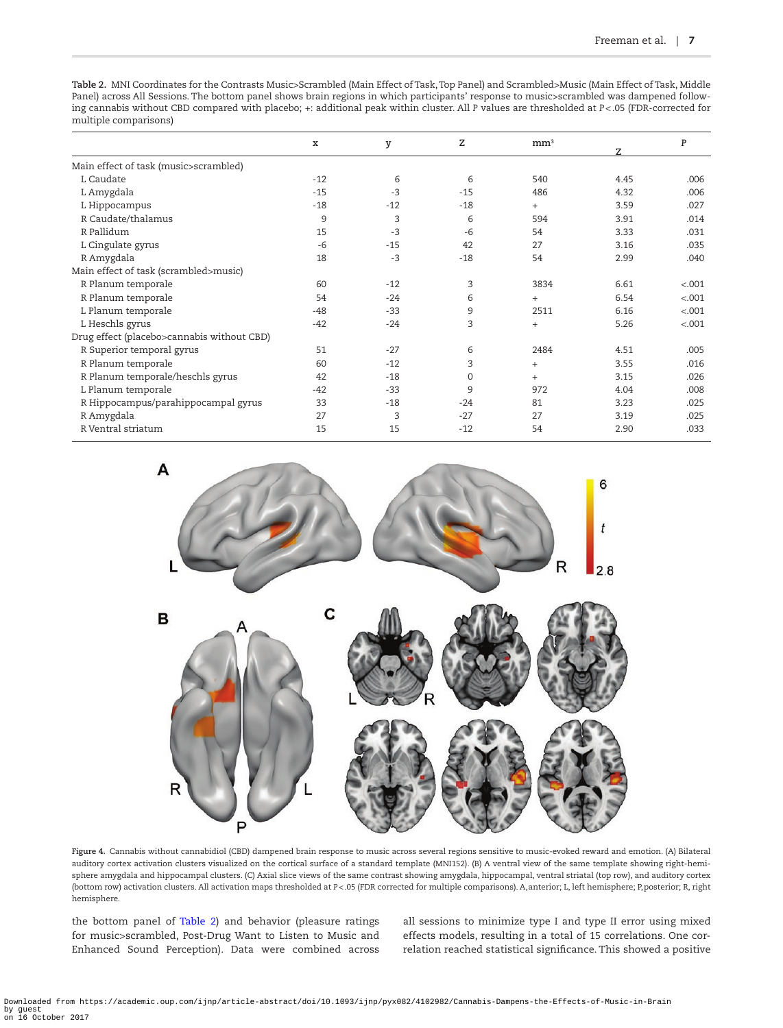**Table 2.** MNI Coordinates for the Contrasts Music>Scrambled (Main Effect of Task, Top Panel) and Scrambled>Music (Main Effect of Task, Middle Panel) across All Sessions. The bottom panel shows brain regions in which participants' response to music>scrambled was dampened following cannabis without CBD compared with placebo; +: additional peak within cluster. All *P* values are thresholded at *P*<.05 (FDR-corrected for multiple comparisons)

| | x | y | Z | mm³ | Z | P |
|---|---|---|---|---|---|---|
| Main effect of task (music>scrambled) | | | | | | |
| L Caudate | -12 | 6 | 6 | 540 | 4.45 | .006 |
| L Amygdala | -15 | -3 | -15 | 486 | 4.32 | .006 |
| L Hippocampus | -18 | -12 | -18 | + | 3.59 | .027 |
| R Caudate/thalamus | 9 | 3 | 6 | 594 | 3.91 | .014 |
| R Pallidum | 15 | -3 | -6 | 54 | 3.33 | .031 |
| L Cingulate gyrus | -6 | -15 | 42 | 27 | 3.16 | .035 |
| R Amygdala | 18 | -3 | -18 | 54 | 2.99 | .040 |
| Main effect of task (scrambled>music) | | | | | | |
| R Planum temporale | 60 | -12 | 3 | 3834 | 6.61 | <.001 |
| R Planum temporale | 54 | -24 | 6 | + | 6.54 | <.001 |
| L Planum temporale | -48 | -33 | 9 | 2511 | 6.16 | <.001 |
| L Heschls gyrus | -42 | -24 | 3 | + | 5.26 | <.001 |
| Drug effect (placebo>cannabis without CBD) | | | | | | |
| R Superior temporal gyrus | 51 | -27 | 6 | 2484 | 4.51 | .005 |
| R Planum temporale | 60 | -12 | 3 | + | 3.55 | .016 |
| R Planum temporale/heschls gyrus | 42 | -18 | 0 | + | 3.15 | .026 |
| L Planum temporale | -42 | -33 | 9 | 972 | 4.04 | .008 |
| R Hippocampus/parahippocampal gyrus | 33 | -18 | -24 | 81 | 3.23 | .025 |
| R Amygdala | 27 | 3 | -27 | 27 | 3.19 | .025 |
| R Ventral striatum | 15 | 15 | -12 | 54 | 2.90 | .033 |

**Figure 4.** Cannabis without cannabidiol (CBD) dampened brain response to music across several regions sensitive to music-evoked reward and emotion. (A) Bilateral auditory cortex activation clusters visualized on the cortical surface of a standard template (MNI152). (B) A ventral view of the same template showing right-hemisphere amygdala and hippocampal clusters. (C) Axial slice views of the same contrast showing amygdala, hippocampal, ventral striatal (top row), and auditory cortex (bottom row) activation clusters. All activation maps thresholded at *P*<.05 (FDR corrected for multiple comparisons). A, anterior; L, left hemisphere; P, posterior; R, right hemisphere.

the bottom panel of Table 2) and behavior (pleasure ratings for music>scrambled, Post-Drug Want to Listen to Music and Enhanced Sound Perception). Data were combined across all sessions to minimize type I and type II error using mixed effects models, resulting in a total of 15 correlations. One correlation reached statistical significance. This showed a positive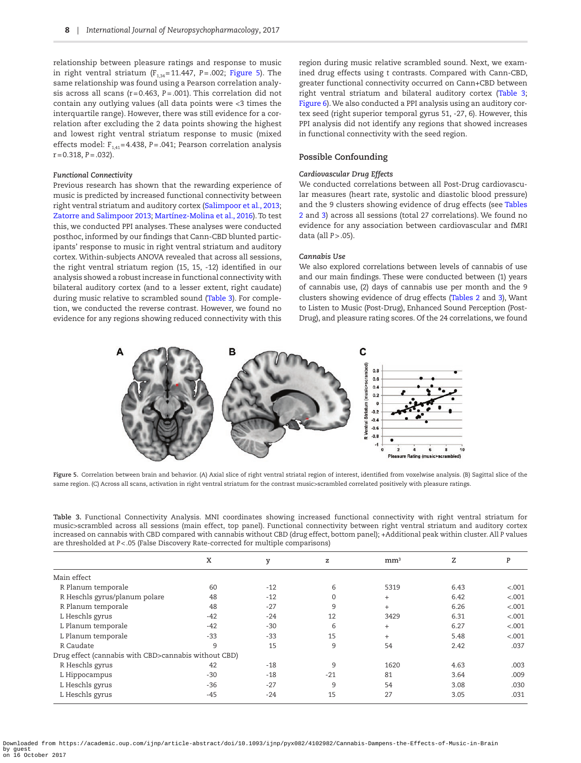relationship between pleasure ratings and response to music in right ventral striatum ($F_{1,34}$=11.447, $P$=.002; Figure 5). The same relationship was found using a Pearson correlation analysis across all scans (r=0.463, $P$=.001). This correlation did not contain any outlying values (all data points were <3 times the interquartile range). However, there was still evidence for a correlation after excluding the 2 data points showing the highest and lowest right ventral striatum response to music (mixed effects model: $F_{1,41}$=4.438, $P$=.041; Pearson correlation analysis r=0.318, $P$=.032).

### Functional Connectivity

Previous research has shown that the rewarding experience of music is predicted by increased functional connectivity between right ventral striatum and auditory cortex (Salimpoor et al., 2013; Zatorre and Salimpoor 2013; Martínez-Molina et al., 2016). To test this, we conducted PPI analyses. These analyses were conducted posthoc, informed by our findings that Cann-CBD blunted participants' response to music in right ventral striatum and auditory cortex. Within-subjects ANOVA revealed that across all sessions, the right ventral striatum region (15, 15, -12) identified in our analysis showed a robust increase in functional connectivity with bilateral auditory cortex (and to a lesser extent, right caudate) during music relative to scrambled sound (Table 3). For completion, we conducted the reverse contrast. However, we found no evidence for any regions showing reduced connectivity with this region during music relative scrambled sound. Next, we examined drug effects using $t$ contrasts. Compared with Cann-CBD, greater functional connectivity occurred on Cann+CBD between right ventral striatum and bilateral auditory cortex (Table 3; Figure 6). We also conducted a PPI analysis using an auditory cortex seed (right superior temporal gyrus 51, -27, 6). However, this PPI analysis did not identify any regions that showed increases in functional connectivity with the seed region.

## Possible Confounding

### Cardiovascular Drug Effects

We conducted correlations between all Post-Drug cardiovascular measures (heart rate, systolic and diastolic blood pressure) and the 9 clusters showing evidence of drug effects (see Tables 2 and 3) across all sessions (total 27 correlations). We found no evidence for any association between cardiovascular and fMRI data (all $P$>.05).

### Cannabis Use

We also explored correlations between levels of cannabis of use and our main findings. These were conducted between (1) years of cannabis use, (2) days of cannabis use per month and the 9 clusters showing evidence of drug effects (Tables 2 and 3), Want to Listen to Music (Post-Drug), Enhanced Sound Perception (Post-Drug), and pleasure rating scores. Of the 24 correlations, we found

Figure 5. Correlation between brain and behavior. (A) Axial slice of right ventral striatal region of interest, identified from voxelwise analysis. (B) Sagittal slice of the same region. (C) Across all scans, activation in right ventral striatum for the contrast music>scrambled correlated positively with pleasure ratings.

Table 3. Functional Connectivity Analysis. MNI coordinates showing increased functional connectivity with right ventral striatum for music>scrambled across all sessions (main effect, top panel). Functional connectivity between right ventral striatum and auditory cortex increased on cannabis with CBD compared with cannabis without CBD (drug effect, bottom panel); +Additional peak within cluster. All P values are thresholded at P<.05 (False Discovery Rate-corrected for multiple comparisons)

| | X | y | z | mm³ | Z | P |
|---|---|---|---|---|---|---|
| Main effect | | | | | | |
| R Planum temporale | 60 | -12 | 6 | 5319 | 6.43 | <.001 |
| R Heschls gyrus/planum polare | 48 | -12 | 0 | + | 6.42 | <.001 |
| R Planum temporale | 48 | -27 | 9 | + | 6.26 | <.001 |
| L Heschls gyrus | -42 | -24 | 12 | 3429 | 6.31 | <.001 |
| L Planum temporale | -42 | -30 | 6 | + | 6.27 | <.001 |
| L Planum temporale | -33 | -33 | 15 | + | 5.48 | <.001 |
| R Caudate | 9 | 15 | 9 | 54 | 2.42 | .037 |
| Drug effect (cannabis with CBD>cannabis without CBD) | | | | | | |
| R Heschls gyrus | 42 | -18 | 9 | 1620 | 4.63 | .003 |
| L Hippocampus | -30 | -18 | -21 | 81 | 3.64 | .009 |
| L Heschls gyrus | -36 | -27 | 9 | 54 | 3.08 | .030 |
| L Heschls gyrus | -45 | -24 | 15 | 27 | 3.05 | .031 |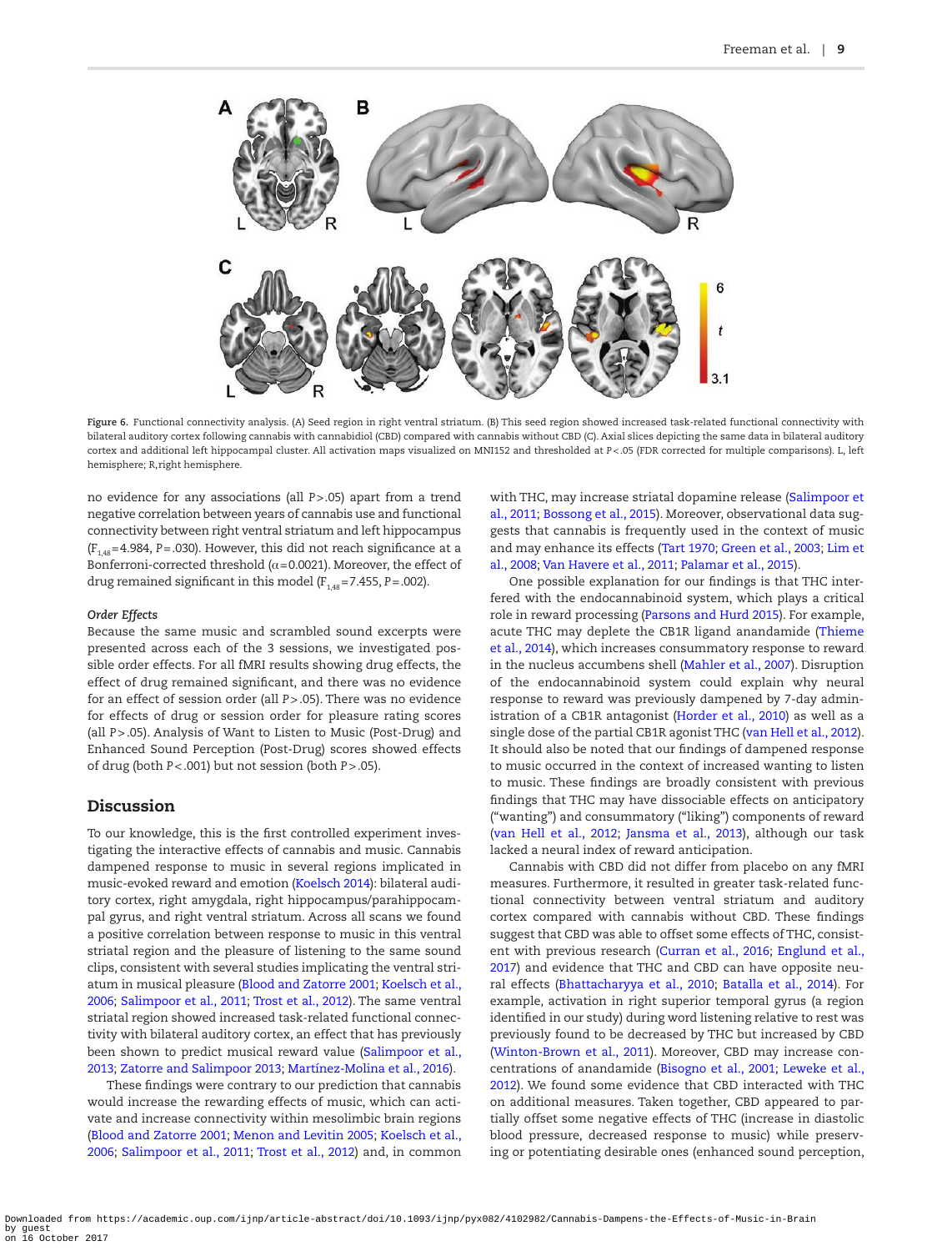Figure 6. Functional connectivity analysis. (A) Seed region in right ventral striatum. (B) This seed region showed increased task-related functional connectivity with bilateral auditory cortex following cannabis with cannabidiol (CBD) compared with cannabis without CBD (C). Axial slices depicting the same data in bilateral auditory cortex and additional left hippocampal cluster. All activation maps visualized on MNI152 and thresholded at $P < .05$ (FDR corrected for multiple comparisons). L, left hemisphere; R, right hemisphere.

no evidence for any associations (all $P > .05$) apart from a trend negative correlation between years of cannabis use and functional connectivity between right ventral striatum and left hippocampus ($F_{1,48} = 4.984$, $P = .030$). However, this did not reach significance at a Bonferroni-corrected threshold ($\alpha = 0.0021$). Moreover, the effect of drug remained significant in this model ($F_{1,48} = 7.455$, $P = .002$).

### *Order Effects*

Because the same music and scrambled sound excerpts were presented across each of the 3 sessions, we investigated possible order effects. For all fMRI results showing drug effects, the effect of drug remained significant, and there was no evidence for an effect of session order (all $P > .05$). There was no evidence for effects of drug or session order for pleasure rating scores (all $P > .05$). Analysis of Want to Listen to Music (Post-Drug) and Enhanced Sound Perception (Post-Drug) scores showed effects of drug (both $P < .001$) but not session (both $P > .05$).

## Discussion

To our knowledge, this is the first controlled experiment investigating the interactive effects of cannabis and music. Cannabis dampened response to music in several regions implicated in music-evoked reward and emotion (Koelsch 2014): bilateral auditory cortex, right amygdala, right hippocampus/parahippocampal gyrus, and right ventral striatum. Across all scans we found a positive correlation between response to music in this ventral striatal region and the pleasure of listening to the same sound clips, consistent with several studies implicating the ventral striatum in musical pleasure (Blood and Zatorre 2001; Koelsch et al., 2006; Salimpoor et al., 2011; Trost et al., 2012). The same ventral striatal region showed increased task-related functional connectivity with bilateral auditory cortex, an effect that has previously been shown to predict musical reward value (Salimpoor et al., 2013; Zatorre and Salimpoor 2013; Martínez-Molina et al., 2016).

These findings were contrary to our prediction that cannabis would increase the rewarding effects of music, which can activate and increase connectivity within mesolimbic brain regions (Blood and Zatorre 2001; Menon and Levitin 2005; Koelsch et al., 2006; Salimpoor et al., 2011; Trost et al., 2012) and, in common with THC, may increase striatal dopamine release (Salimpoor et al., 2011; Bossong et al., 2015). Moreover, observational data suggests that cannabis is frequently used in the context of music and may enhance its effects (Tart 1970; Green et al., 2003; Lim et al., 2008; Van Havere et al., 2011; Palamar et al., 2015).

One possible explanation for our findings is that THC interfered with the endocannabinoid system, which plays a critical role in reward processing (Parsons and Hurd 2015). For example, acute THC may deplete the CB1R ligand anandamide (Thieme et al., 2014), which increases consummatory response to reward in the nucleus accumbens shell (Mahler et al., 2007). Disruption of the endocannabinoid system could explain why neural response to reward was previously dampened by 7-day administration of a CB1R antagonist (Horder et al., 2010) as well as a single dose of the partial CB1R agonist THC (van Hell et al., 2012). It should also be noted that our findings of dampened response to music occurred in the context of increased wanting to listen to music. These findings are broadly consistent with previous findings that THC may have dissociable effects on anticipatory ("wanting") and consummatory ("liking") components of reward (van Hell et al., 2012; Jansma et al., 2013), although our task lacked a neural index of reward anticipation.

Cannabis with CBD did not differ from placebo on any fMRI measures. Furthermore, it resulted in greater task-related functional connectivity between ventral striatum and auditory cortex compared with cannabis without CBD. These findings suggest that CBD was able to offset some effects of THC, consistent with previous research (Curran et al., 2016; Englund et al., 2017) and evidence that THC and CBD can have opposite neural effects (Bhattacharyya et al., 2010; Batalla et al., 2014). For example, activation in right superior temporal gyrus (a region identified in our study) during word listening relative to rest was previously found to be decreased by THC but increased by CBD (Winton-Brown et al., 2011). Moreover, CBD may increase concentrations of anandamide (Bisogno et al., 2001; Leweke et al., 2012). We found some evidence that CBD interacted with THC on additional measures. Taken together, CBD appeared to partially offset some negative effects of THC (increase in diastolic blood pressure, decreased response to music) while preserving or potentiating desirable ones (enhanced sound perception,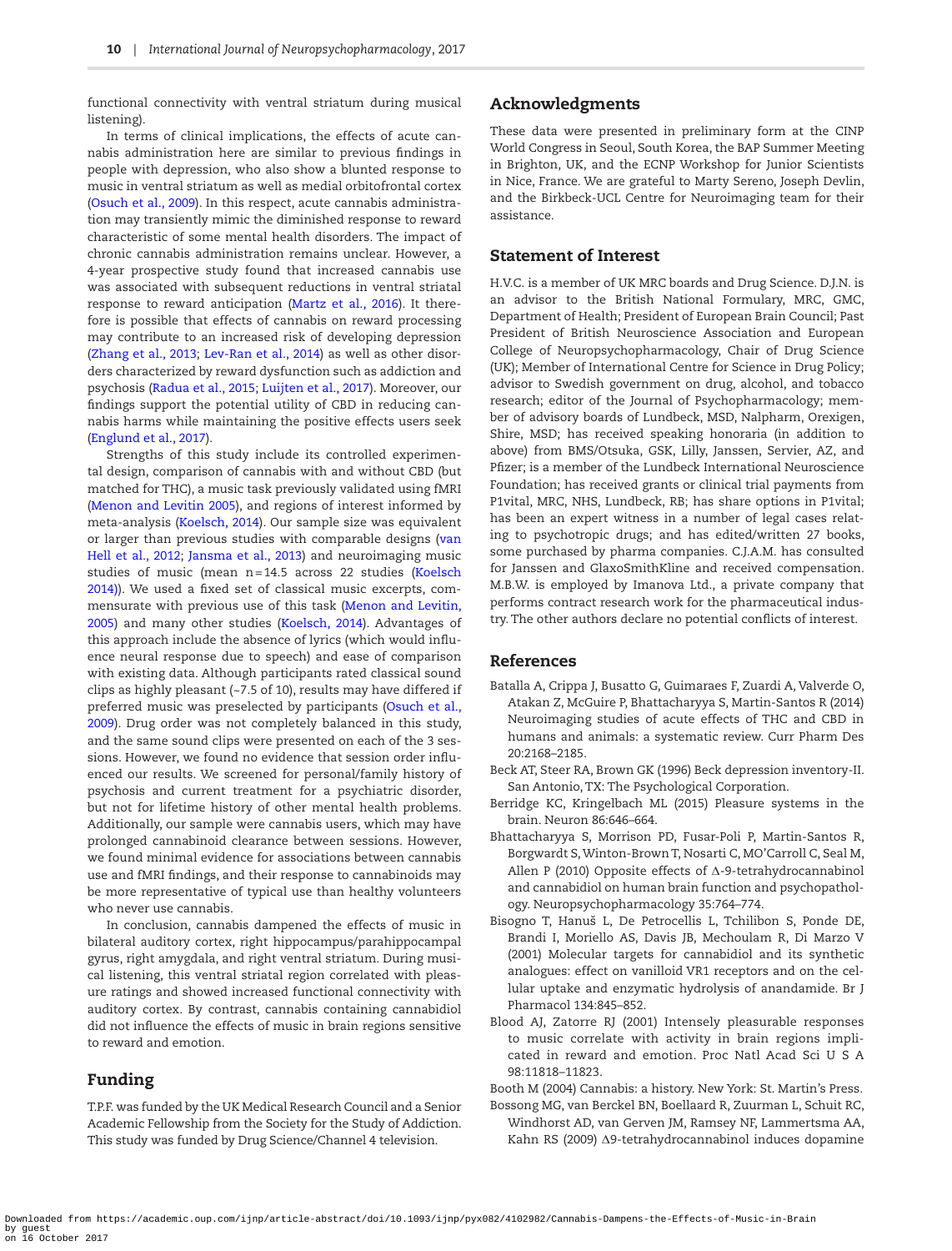functional connectivity with ventral striatum during musical listening).

In terms of clinical implications, the effects of acute cannabis administration here are similar to previous findings in people with depression, who also show a blunted response to music in ventral striatum as well as medial orbitofrontal cortex (Osuch et al., 2009). In this respect, acute cannabis administration may transiently mimic the diminished response to reward characteristic of some mental health disorders. The impact of chronic cannabis administration remains unclear. However, a 4-year prospective study found that increased cannabis use was associated with subsequent reductions in ventral striatal response to reward anticipation (Martz et al., 2016). It therefore is possible that effects of cannabis on reward processing may contribute to an increased risk of developing depression (Zhang et al., 2013; Lev-Ran et al., 2014) as well as other disorders characterized by reward dysfunction such as addiction and psychosis (Radua et al., 2015; Luijten et al., 2017). Moreover, our findings support the potential utility of CBD in reducing cannabis harms while maintaining the positive effects users seek (Englund et al., 2017).

Strengths of this study include its controlled experimental design, comparison of cannabis with and without CBD (but matched for THC), a music task previously validated using fMRI (Menon and Levitin 2005), and regions of interest informed by meta-analysis (Koelsch, 2014). Our sample size was equivalent or larger than previous studies with comparable designs (van Hell et al., 2012; Jansma et al., 2013) and neuroimaging music studies of music (mean n=14.5 across 22 studies (Koelsch 2014)). We used a fixed set of classical music excerpts, commensurate with previous use of this task (Menon and Levitin, 2005) and many other studies (Koelsch, 2014). Advantages of this approach include the absence of lyrics (which would influence neural response due to speech) and ease of comparison with existing data. Although participants rated classical sound clips as highly pleasant (~7.5 of 10), results may have differed if preferred music was preselected by participants (Osuch et al., 2009). Drug order was not completely balanced in this study, and the same sound clips were presented on each of the 3 sessions. However, we found no evidence that session order influenced our results. We screened for personal/family history of psychosis and current treatment for a psychiatric disorder, but not for lifetime history of other mental health problems. Additionally, our sample were cannabis users, which may have prolonged cannabinoid clearance between sessions. However, we found minimal evidence for associations between cannabis use and fMRI findings, and their response to cannabinoids may be more representative of typical use than healthy volunteers who never use cannabis.

In conclusion, cannabis dampened the effects of music in bilateral auditory cortex, right hippocampus/parahippocampal gyrus, right amygdala, and right ventral striatum. During musical listening, this ventral striatal region correlated with pleasure ratings and showed increased functional connectivity with auditory cortex. By contrast, cannabis containing cannabidiol did not influence the effects of music in brain regions sensitive to reward and emotion.

## Funding

T.P.F. was funded by the UK Medical Research Council and a Senior Academic Fellowship from the Society for the Study of Addiction. This study was funded by Drug Science/Channel 4 television.

## Acknowledgments

These data were presented in preliminary form at the CINP World Congress in Seoul, South Korea, the BAP Summer Meeting in Brighton, UK, and the ECNP Workshop for Junior Scientists in Nice, France. We are grateful to Marty Sereno, Joseph Devlin, and the Birkbeck-UCL Centre for Neuroimaging team for their assistance.

## Statement of Interest

H.V.C. is a member of UK MRC boards and Drug Science. D.J.N. is an advisor to the British National Formulary, MRC, GMC, Department of Health; President of European Brain Council; Past President of British Neuroscience Association and European College of Neuropsychopharmacology, Chair of Drug Science (UK); Member of International Centre for Science in Drug Policy; advisor to Swedish government on drug, alcohol, and tobacco research; editor of the Journal of Psychopharmacology; member of advisory boards of Lundbeck, MSD, Nalpharm, Orexigen, Shire, MSD; has received speaking honoraria (in addition to above) from BMS/Otsuka, GSK, Lilly, Janssen, Servier, AZ, and Pfizer; is a member of the Lundbeck International Neuroscience Foundation; has received grants or clinical trial payments from P1vital, MRC, NHS, Lundbeck, RB; has share options in P1vital; has been an expert witness in a number of legal cases relating to psychotropic drugs; and has edited/written 27 books, some purchased by pharma companies. C.J.A.M. has consulted for Janssen and GlaxoSmithKline and received compensation. M.B.W. is employed by Imanova Ltd., a private company that performs contract research work for the pharmaceutical industry. The other authors declare no potential conflicts of interest.

## References

Batalla A, Crippa J, Busatto G, Guimaraes F, Zuardi A, Valverde O, Atakan Z, McGuire P, Bhattacharyya S, Martin-Santos R (2014) Neuroimaging studies of acute effects of THC and CBD in humans and animals: a systematic review. Curr Pharm Des 20:2168–2185.

Beck AT, Steer RA, Brown GK (1996) Beck depression inventory-II. San Antonio, TX: The Psychological Corporation.

Berridge KC, Kringelbach ML (2015) Pleasure systems in the brain. Neuron 86:646–664.

Bhattacharyya S, Morrison PD, Fusar-Poli P, Martin-Santos R, Borgwardt S, Winton-Brown T, Nosarti C, MO'Carroll C, Seal M, Allen P (2010) Opposite effects of Δ-9-tetrahydrocannabinol and cannabidiol on human brain function and psychopathology. Neuropsychopharmacology 35:764–774.

Bisogno T, Hanuš L, De Petrocellis L, Tchilibon S, Ponde DE, Brandi I, Moriello AS, Davis JB, Mechoulam R, Di Marzo V (2001) Molecular targets for cannabidiol and its synthetic analogues: effect on vanilloid VR1 receptors and on the cellular uptake and enzymatic hydrolysis of anandamide. Br J Pharmacol 134:845–852.

Blood AJ, Zatorre RJ (2001) Intensely pleasurable responses to music correlate with activity in brain regions implicated in reward and emotion. Proc Natl Acad Sci U S A 98:11818–11823.

Booth M (2004) Cannabis: a history. New York: St. Martin's Press.

Bossong MG, van Berckel BN, Boellaard R, Zuurman L, Schuit RC, Windhorst AD, van Gerven JM, Ramsey NF, Lammertsma AA, Kahn RS (2009) Δ9-tetrahydrocannabinol induces dopamine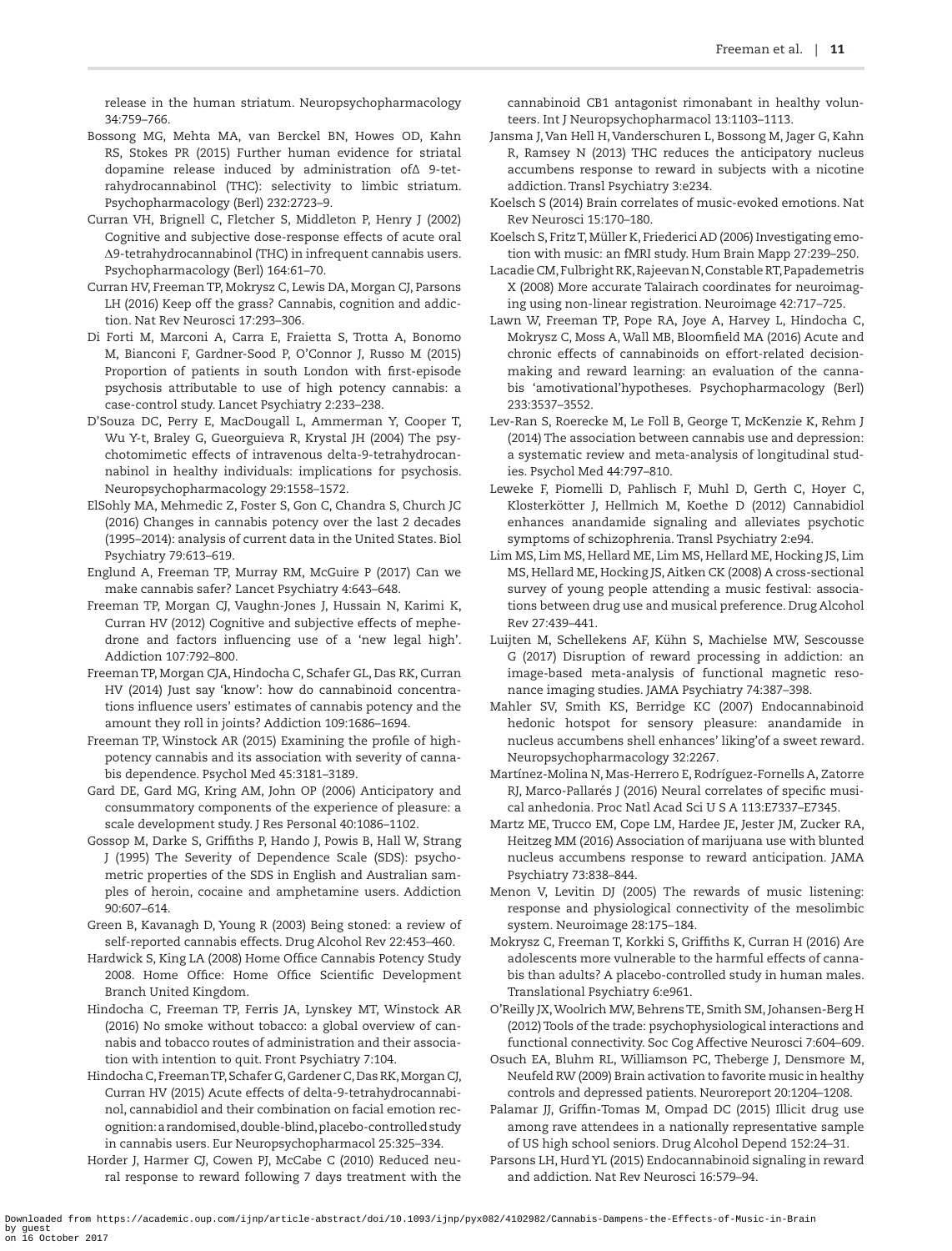release in the human striatum. Neuropsychopharmacology 34:759–766.

Bossong MG, Mehta MA, van Berckel BN, Howes OD, Kahn RS, Stokes PR (2015) Further human evidence for striatal dopamine release induced by administration ofΔ 9-tetrahydrocannabinol (THC): selectivity to limbic striatum. Psychopharmacology (Berl) 232:2723–9.

Curran HV, Brignell C, Fletcher S, Middleton P, Henry J (2002) Cognitive and subjective dose-response effects of acute oral Δ9-tetrahydrocannabinol (THC) in infrequent cannabis users. Psychopharmacology (Berl) 164:61–70.

Curran HV, Freeman TP, Mokrysz C, Lewis DA, Morgan CJ, Parsons LH (2016) Keep off the grass? Cannabis, cognition and addiction. Nat Rev Neurosci 17:293–306.

Di Forti M, Marconi A, Carra E, Fraietta S, Trotta A, Bonomo M, Bianconi F, Gardner-Sood P, O'Connor J, Russo M (2015) Proportion of patients in south London with first-episode psychosis attributable to use of high potency cannabis: a case-control study. Lancet Psychiatry 2:233–238.

D'Souza DC, Perry E, MacDougall L, Ammerman Y, Cooper T, Wu Y-t, Braley G, Gueorguieva R, Krystal JH (2004) The psychotomimetic effects of intravenous delta-9-tetrahydrocannabinol in healthy individuals: implications for psychosis. Neuropsychopharmacology 29:1558–1572.

ElSohly MA, Mehmedic Z, Foster S, Gon C, Chandra S, Church JC (2016) Changes in cannabis potency over the last 2 decades (1995–2014): analysis of current data in the United States. Biol Psychiatry 79:613–619.

Englund A, Freeman TP, Murray RM, McGuire P (2017) Can we make cannabis safer? Lancet Psychiatry 4:643–648.

Freeman TP, Morgan CJ, Vaughn-Jones J, Hussain N, Karimi K, Curran HV (2012) Cognitive and subjective effects of mephedrone and factors influencing use of a 'new legal high'. Addiction 107:792–800.

Freeman TP, Morgan CJA, Hindocha C, Schafer GL, Das RK, Curran HV (2014) Just say 'know': how do cannabinoid concentrations influence users' estimates of cannabis potency and the amount they roll in joints? Addiction 109:1686–1694.

Freeman TP, Winstock AR (2015) Examining the profile of high-potency cannabis and its association with severity of cannabis dependence. Psychol Med 45:3181–3189.

Gard DE, Gard MG, Kring AM, John OP (2006) Anticipatory and consummatory components of the experience of pleasure: a scale development study. J Res Personal 40:1086–1102.

Gossop M, Darke S, Griffiths P, Hando J, Powis B, Hall W, Strang J (1995) The Severity of Dependence Scale (SDS): psychometric properties of the SDS in English and Australian samples of heroin, cocaine and amphetamine users. Addiction 90:607–614.

Green B, Kavanagh D, Young R (2003) Being stoned: a review of self-reported cannabis effects. Drug Alcohol Rev 22:453–460.

Hardwick S, King LA (2008) Home Office Cannabis Potency Study 2008. Home Office: Home Office Scientific Development Branch United Kingdom.

Hindocha C, Freeman TP, Ferris JA, Lynskey MT, Winstock AR (2016) No smoke without tobacco: a global overview of cannabis and tobacco routes of administration and their association with intention to quit. Front Psychiatry 7:104.

Hindocha C, Freeman TP, Schafer G, Gardener C, Das RK, Morgan CJ, Curran HV (2015) Acute effects of delta-9-tetrahydrocannabinol, cannabidiol and their combination on facial emotion recognition: a randomised, double-blind, placebo-controlled study in cannabis users. Eur Neuropsychopharmacol 25:325–334.

Horder J, Harmer CJ, Cowen PJ, McCabe C (2010) Reduced neural response to reward following 7 days treatment with the cannabinoid CB1 antagonist rimonabant in healthy volunteers. Int J Neuropsychopharmacol 13:1103–1113.

Jansma J, Van Hell H, Vanderschuren L, Bossong M, Jager G, Kahn R, Ramsey N (2013) THC reduces the anticipatory nucleus accumbens response to reward in subjects with a nicotine addiction. Transl Psychiatry 3:e234.

Koelsch S (2014) Brain correlates of music-evoked emotions. Nat Rev Neurosci 15:170–180.

Koelsch S, Fritz T, Müller K, Friederici AD (2006) Investigating emotion with music: an fMRI study. Hum Brain Mapp 27:239–250.

Lacadie CM, Fulbright RK, Rajeevan N, Constable RT, Papademetris X (2008) More accurate Talairach coordinates for neuroimaging using non-linear registration. Neuroimage 42:717–725.

Lawn W, Freeman TP, Pope RA, Joye A, Harvey L, Hindocha C, Mokrysz C, Moss A, Wall MB, Bloomfield MA (2016) Acute and chronic effects of cannabinoids on effort-related decision-making and reward learning: an evaluation of the cannabis 'amotivational'hypotheses. Psychopharmacology (Berl) 233:3537–3552.

Lev-Ran S, Roerecke M, Le Foll B, George T, McKenzie K, Rehm J (2014) The association between cannabis use and depression: a systematic review and meta-analysis of longitudinal studies. Psychol Med 44:797–810.

Leweke F, Piomelli D, Pahlisch F, Muhl D, Gerth C, Hoyer C, Klosterkötter J, Hellmich M, Koethe D (2012) Cannabidiol enhances anandamide signaling and alleviates psychotic symptoms of schizophrenia. Transl Psychiatry 2:e94.

Lim MS, Lim MS, Hellard ME, Lim MS, Hellard ME, Hocking JS, Lim MS, Hellard ME, Hocking JS, Aitken CK (2008) A cross-sectional survey of young people attending a music festival: associations between drug use and musical preference. Drug Alcohol Rev 27:439–441.

Luijten M, Schellekens AF, Kühn S, Machielse MW, Sescousse G (2017) Disruption of reward processing in addiction: an image-based meta-analysis of functional magnetic resonance imaging studies. JAMA Psychiatry 74:387–398.

Mahler SV, Smith KS, Berridge KC (2007) Endocannabinoid hedonic hotspot for sensory pleasure: anandamide in nucleus accumbens shell enhances' liking'of a sweet reward. Neuropsychopharmacology 32:2267.

Martínez-Molina N, Mas-Herrero E, Rodríguez-Fornells A, Zatorre RJ, Marco-Pallarés J (2016) Neural correlates of specific musical anhedonia. Proc Natl Acad Sci U S A 113:E7337–E7345.

Martz ME, Trucco EM, Cope LM, Hardee JE, Jester JM, Zucker RA, Heitzeg MM (2016) Association of marijuana use with blunted nucleus accumbens response to reward anticipation. JAMA Psychiatry 73:838–844.

Menon V, Levitin DJ (2005) The rewards of music listening: response and physiological connectivity of the mesolimbic system. Neuroimage 28:175–184.

Mokrysz C, Freeman T, Korkki S, Griffiths K, Curran H (2016) Are adolescents more vulnerable to the harmful effects of cannabis than adults? A placebo-controlled study in human males. Translational Psychiatry 6:e961.

O'Reilly JX, Woolrich MW, Behrens TE, Smith SM, Johansen-Berg H (2012) Tools of the trade: psychophysiological interactions and functional connectivity. Soc Cog Affective Neurosci 7:604–609.

Osuch EA, Bluhm RL, Williamson PC, Theberge J, Densmore M, Neufeld RW (2009) Brain activation to favorite music in healthy controls and depressed patients. Neuroreport 20:1204–1208.

Palamar JJ, Griffin-Tomas M, Ompad DC (2015) Illicit drug use among rave attendees in a nationally representative sample of US high school seniors. Drug Alcohol Depend 152:24–31.

Parsons LH, Hurd YL (2015) Endocannabinoid signaling in reward and addiction. Nat Rev Neurosci 16:579–94.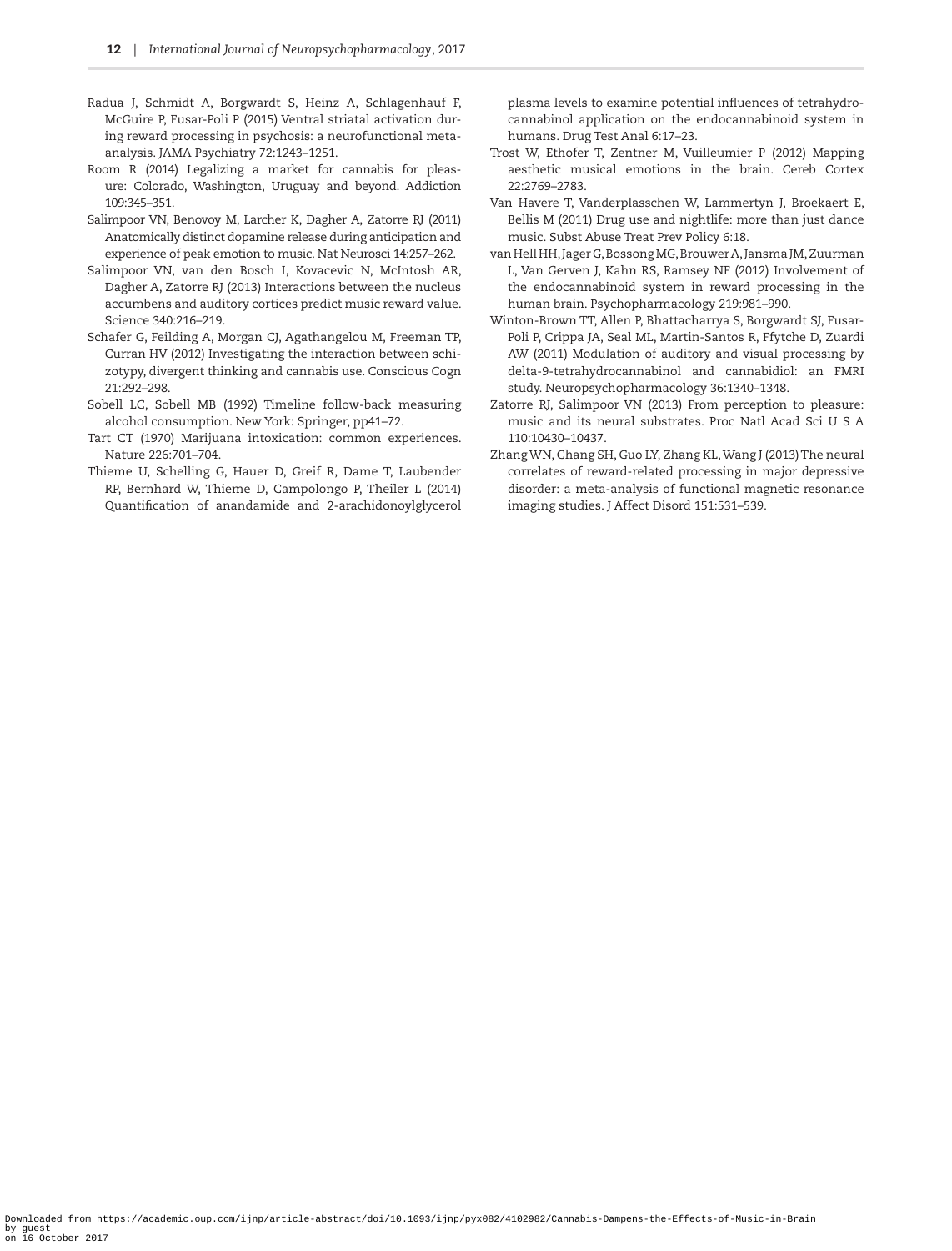Radua J, Schmidt A, Borgwardt S, Heinz A, Schlagenhauf F, McGuire P, Fusar-Poli P (2015) Ventral striatal activation during reward processing in psychosis: a neurofunctional meta-analysis. JAMA Psychiatry 72:1243–1251.

Room R (2014) Legalizing a market for cannabis for pleasure: Colorado, Washington, Uruguay and beyond. Addiction 109:345–351.

Salimpoor VN, Benovoy M, Larcher K, Dagher A, Zatorre RJ (2011) Anatomically distinct dopamine release during anticipation and experience of peak emotion to music. Nat Neurosci 14:257–262.

Salimpoor VN, van den Bosch I, Kovacevic N, McIntosh AR, Dagher A, Zatorre RJ (2013) Interactions between the nucleus accumbens and auditory cortices predict music reward value. Science 340:216–219.

Schafer G, Feilding A, Morgan CJ, Agathangelou M, Freeman TP, Curran HV (2012) Investigating the interaction between schizotypy, divergent thinking and cannabis use. Conscious Cogn 21:292–298.

Sobell LC, Sobell MB (1992) Timeline follow-back measuring alcohol consumption. New York: Springer, pp41–72.

Tart CT (1970) Marijuana intoxication: common experiences. Nature 226:701–704.

Thieme U, Schelling G, Hauer D, Greif R, Dame T, Laubender RP, Bernhard W, Thieme D, Campolongo P, Theiler L (2014) Quantification of anandamide and 2-arachidonoylglycerol plasma levels to examine potential influences of tetrahydrocannabinol application on the endocannabinoid system in humans. Drug Test Anal 6:17–23.

Trost W, Ethofer T, Zentner M, Vuilleumier P (2012) Mapping aesthetic musical emotions in the brain. Cereb Cortex 22:2769–2783.

Van Havere T, Vanderplasschen W, Lammertyn J, Broekaert E, Bellis M (2011) Drug use and nightlife: more than just dance music. Subst Abuse Treat Prev Policy 6:18.

van Hell HH, Jager G, Bossong MG, Brouwer A, Jansma JM, Zuurman L, Van Gerven J, Kahn RS, Ramsey NF (2012) Involvement of the endocannabinoid system in reward processing in the human brain. Psychopharmacology 219:981–990.

Winton-Brown TT, Allen P, Bhattacharrya S, Borgwardt SJ, Fusar-Poli P, Crippa JA, Seal ML, Martin-Santos R, Ffytche D, Zuardi AW (2011) Modulation of auditory and visual processing by delta-9-tetrahydrocannabinol and cannabidiol: an FMRI study. Neuropsychopharmacology 36:1340–1348.

Zatorre RJ, Salimpoor VN (2013) From perception to pleasure: music and its neural substrates. Proc Natl Acad Sci U S A 110:10430–10437.

Zhang WN, Chang SH, Guo LY, Zhang KL, Wang J (2013) The neural correlates of reward-related processing in major depressive disorder: a meta-analysis of functional magnetic resonance imaging studies. J Affect Disord 151:531–539.